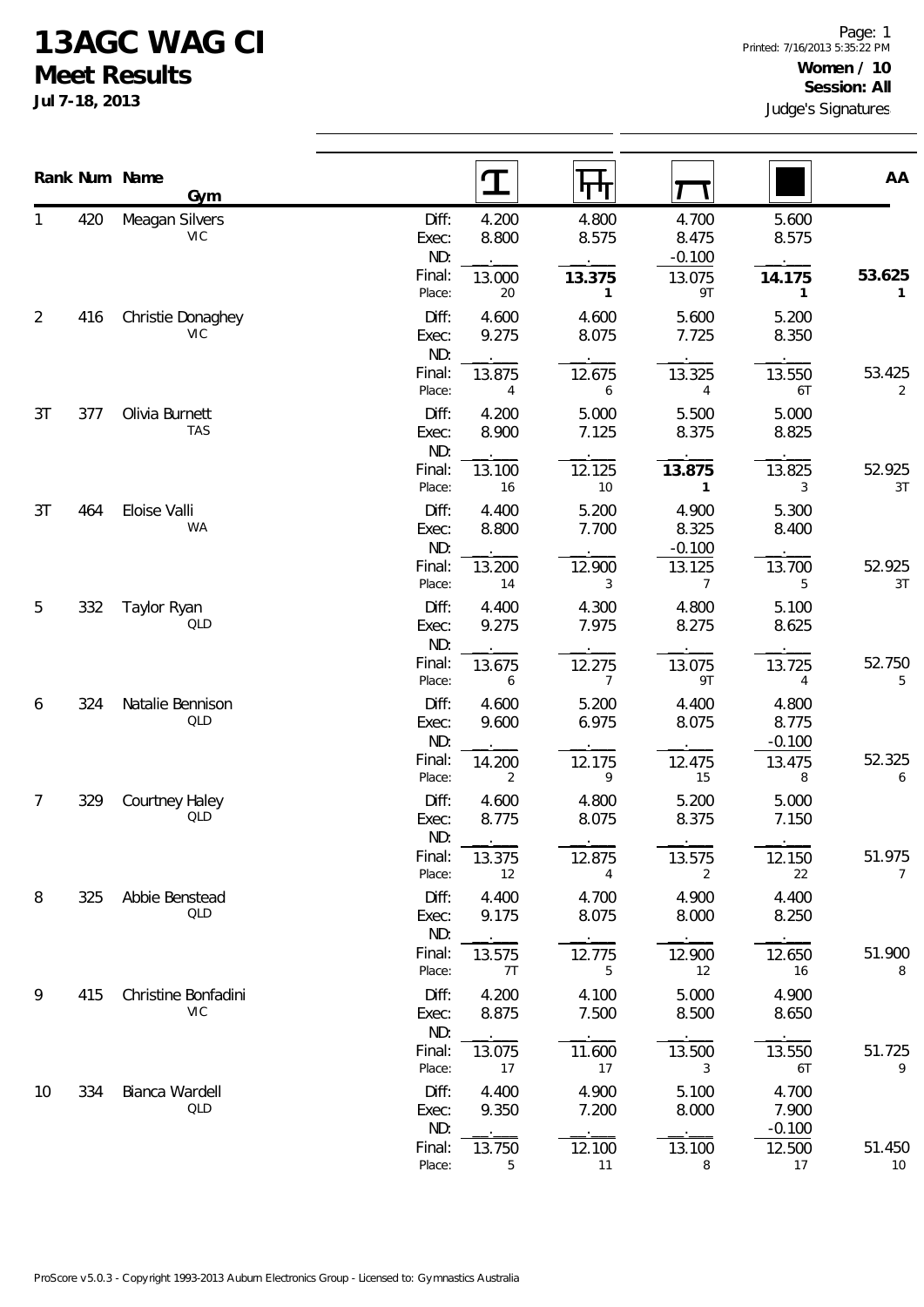# 13AGC WAG CI

## Meet Results

**Jul 7-18, 2013**

Page: 1
Printed: 7/16/2013 5:35:22 PM

**Women / 10**
**Session: All**
Judge's Signatures

| Rank | Num | Name / Gym | | Vault | Bars | Beam | Floor | AA |
|---|---|---|---|---|---|---|---|---|
| 1 | 420 | Meagan Silvers<br>VIC | Diff: | 4.200 | 4.800 | 4.700 | 5.600 | |
| | | | Exec: | 8.800 | 8.575 | 8.475 | 8.575 | |
| | | | ND: | . | . | -0.100 | . | |
| | | | Final: | 13.000 | **13.375** | 13.075 | **14.175** | **53.625** |
| | | | Place: | 20 | **1** | 9T | **1** | **1** |
| 2 | 416 | Christie Donaghey<br>VIC | Diff: | 4.600 | 4.600 | 5.600 | 5.200 | |
| | | | Exec: | 9.275 | 8.075 | 7.725 | 8.350 | |
| | | | ND: | . | . | . | . | |
| | | | Final: | 13.875 | 12.675 | 13.325 | 13.550 | 53.425 |
| | | | Place: | 4 | 6 | 4 | 6T | 2 |
| 3T | 377 | Olivia Burnett<br>TAS | Diff: | 4.200 | 5.000 | 5.500 | 5.000 | |
| | | | Exec: | 8.900 | 7.125 | 8.375 | 8.825 | |
| | | | ND: | . | . | . | . | |
| | | | Final: | 13.100 | 12.125 | **13.875** | 13.825 | 52.925 |
| | | | Place: | 16 | 10 | **1** | 3 | 3T |
| 3T | 464 | Eloise Valli<br>WA | Diff: | 4.400 | 5.200 | 4.900 | 5.300 | |
| | | | Exec: | 8.800 | 7.700 | 8.325 | 8.400 | |
| | | | ND: | . | . | -0.100 | . | |
| | | | Final: | 13.200 | 12.900 | 13.125 | 13.700 | 52.925 |
| | | | Place: | 14 | 3 | 7 | 5 | 3T |
| 5 | 332 | Taylor Ryan<br>QLD | Diff: | 4.400 | 4.300 | 4.800 | 5.100 | |
| | | | Exec: | 9.275 | 7.975 | 8.275 | 8.625 | |
| | | | ND: | . | . | . | . | |
| | | | Final: | 13.675 | 12.275 | 13.075 | 13.725 | 52.750 |
| | | | Place: | 6 | 7 | 9T | 4 | 5 |
| 6 | 324 | Natalie Bennison<br>QLD | Diff: | 4.600 | 5.200 | 4.400 | 4.800 | |
| | | | Exec: | 9.600 | 6.975 | 8.075 | 8.775 | |
| | | | ND: | . | . | . | -0.100 | |
| | | | Final: | 14.200 | 12.175 | 12.475 | 13.475 | 52.325 |
| | | | Place: | 2 | 9 | 15 | 8 | 6 |
| 7 | 329 | Courtney Haley<br>QLD | Diff: | 4.600 | 4.800 | 5.200 | 5.000 | |
| | | | Exec: | 8.775 | 8.075 | 8.375 | 7.150 | |
| | | | ND: | . | . | . | . | |
| | | | Final: | 13.375 | 12.875 | 13.575 | 12.150 | 51.975 |
| | | | Place: | 12 | 4 | 2 | 22 | 7 |
| 8 | 325 | Abbie Benstead<br>QLD | Diff: | 4.400 | 4.700 | 4.900 | 4.400 | |
| | | | Exec: | 9.175 | 8.075 | 8.000 | 8.250 | |
| | | | ND: | . | . | . | . | |
| | | | Final: | 13.575 | 12.775 | 12.900 | 12.650 | 51.900 |
| | | | Place: | 7T | 5 | 12 | 16 | 8 |
| 9 | 415 | Christine Bonfadini<br>VIC | Diff: | 4.200 | 4.100 | 5.000 | 4.900 | |
| | | | Exec: | 8.875 | 7.500 | 8.500 | 8.650 | |
| | | | ND: | . | . | . | . | |
| | | | Final: | 13.075 | 11.600 | 13.500 | 13.550 | 51.725 |
| | | | Place: | 17 | 17 | 3 | 6T | 9 |
| 10 | 334 | Bianca Wardell<br>QLD | Diff: | 4.400 | 4.900 | 5.100 | 4.700 | |
| | | | Exec: | 9.350 | 7.200 | 8.000 | 7.900 | |
| | | | ND: | . | . | . | -0.100 | |
| | | | Final: | 13.750 | 12.100 | 13.100 | 12.500 | 51.450 |
| | | | Place: | 5 | 11 | 8 | 17 | 10 |

ProScore v5.0.3 - Copyright 1993-2013 Auburn Electronics Group - Licensed to: Gymnastics Australia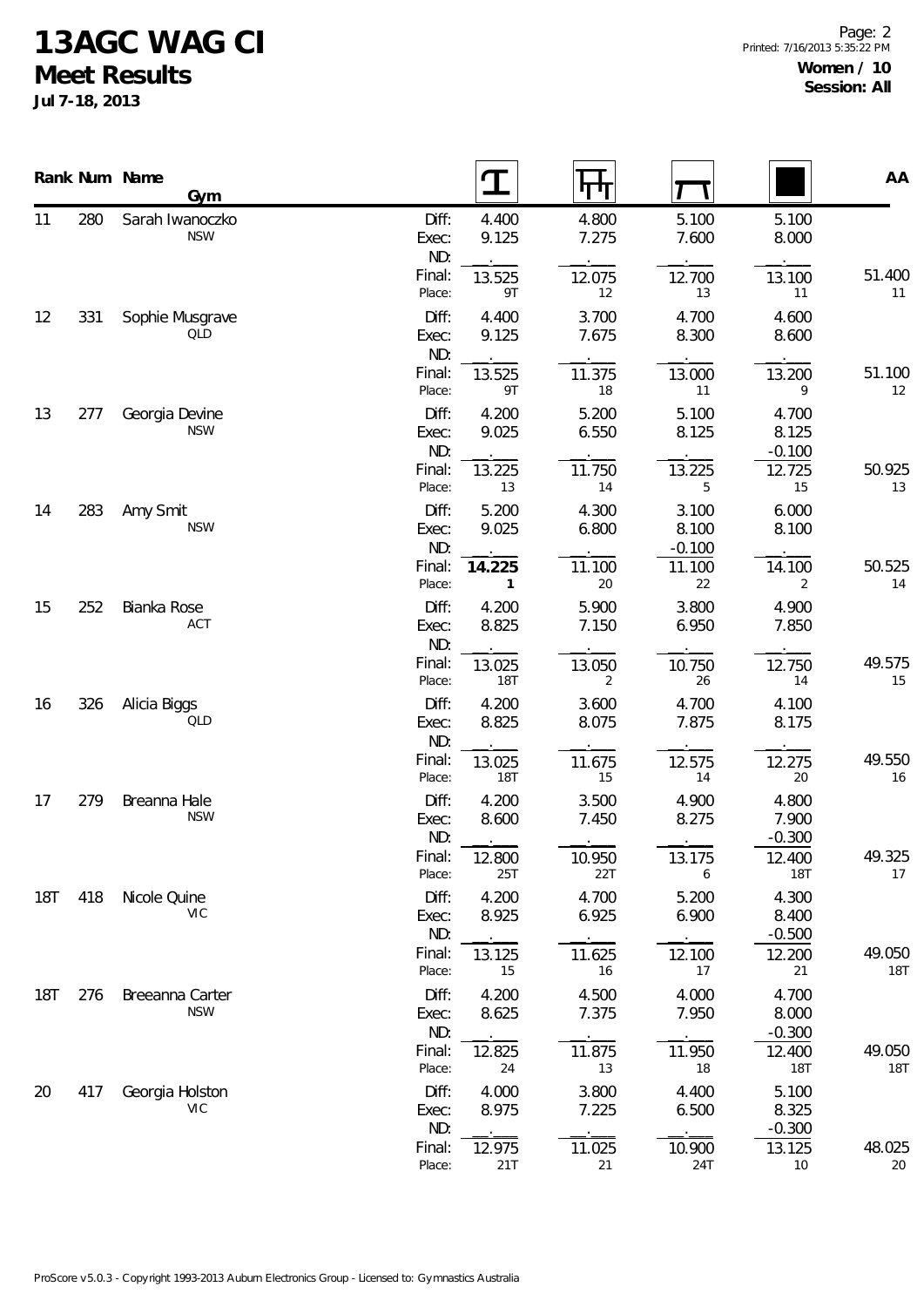# 13AGC WAG CI

## Meet Results

Jul 7-18, 2013

**Women / 10**
**Session: All**

| Rank | Num | Name / Gym | | Vault | Bars | Beam | Floor | AA |
|---|---|---|---|---|---|---|---|---|
| 11 | 280 | Sarah Iwanoczko | Diff: | 4.400 | 4.800 | 5.100 | 5.100 | |
| | | NSW | Exec: | 9.125 | 7.275 | 7.600 | 8.000 | |
| | | | ND: | . | . | . | . | |
| | | | Final: | 13.525 | 12.075 | 12.700 | 13.100 | 51.400 |
| | | | Place: | 9T | 12 | 13 | 11 | 11 |
| 12 | 331 | Sophie Musgrave | Diff: | 4.400 | 3.700 | 4.700 | 4.600 | |
| | | QLD | Exec: | 9.125 | 7.675 | 8.300 | 8.600 | |
| | | | ND: | . | . | . | . | |
| | | | Final: | 13.525 | 11.375 | 13.000 | 13.200 | 51.100 |
| | | | Place: | 9T | 18 | 11 | 9 | 12 |
| 13 | 277 | Georgia Devine | Diff: | 4.200 | 5.200 | 5.100 | 4.700 | |
| | | NSW | Exec: | 9.025 | 6.550 | 8.125 | 8.125 | |
| | | | ND: | . | . | . | -0.100 | |
| | | | Final: | 13.225 | 11.750 | 13.225 | 12.725 | 50.925 |
| | | | Place: | 13 | 14 | 5 | 15 | 13 |
| 14 | 283 | Amy Smit | Diff: | 5.200 | 4.300 | 3.100 | 6.000 | |
| | | NSW | Exec: | 9.025 | 6.800 | 8.100 | 8.100 | |
| | | | ND: | . | . | -0.100 | . | |
| | | | Final: | **14.225** | 11.100 | 11.100 | 14.100 | 50.525 |
| | | | Place: | **1** | 20 | 22 | 2 | 14 |
| 15 | 252 | Bianka Rose | Diff: | 4.200 | 5.900 | 3.800 | 4.900 | |
| | | ACT | Exec: | 8.825 | 7.150 | 6.950 | 7.850 | |
| | | | ND: | . | . | . | . | |
| | | | Final: | 13.025 | 13.050 | 10.750 | 12.750 | 49.575 |
| | | | Place: | 18T | 2 | 26 | 14 | 15 |
| 16 | 326 | Alicia Biggs | Diff: | 4.200 | 3.600 | 4.700 | 4.100 | |
| | | QLD | Exec: | 8.825 | 8.075 | 7.875 | 8.175 | |
| | | | ND: | . | . | . | . | |
| | | | Final: | 13.025 | 11.675 | 12.575 | 12.275 | 49.550 |
| | | | Place: | 18T | 15 | 14 | 20 | 16 |
| 17 | 279 | Breanna Hale | Diff: | 4.200 | 3.500 | 4.900 | 4.800 | |
| | | NSW | Exec: | 8.600 | 7.450 | 8.275 | 7.900 | |
| | | | ND: | . | . | . | -0.300 | |
| | | | Final: | 12.800 | 10.950 | 13.175 | 12.400 | 49.325 |
| | | | Place: | 25T | 22T | 6 | 18T | 17 |
| 18T | 418 | Nicole Quine | Diff: | 4.200 | 4.700 | 5.200 | 4.300 | |
| | | VIC | Exec: | 8.925 | 6.925 | 6.900 | 8.400 | |
| | | | ND: | . | . | . | -0.500 | |
| | | | Final: | 13.125 | 11.625 | 12.100 | 12.200 | 49.050 |
| | | | Place: | 15 | 16 | 17 | 21 | 18T |
| 18T | 276 | Breeanna Carter | Diff: | 4.200 | 4.500 | 4.000 | 4.700 | |
| | | NSW | Exec: | 8.625 | 7.375 | 7.950 | 8.000 | |
| | | | ND: | . | . | . | -0.300 | |
| | | | Final: | 12.825 | 11.875 | 11.950 | 12.400 | 49.050 |
| | | | Place: | 24 | 13 | 18 | 18T | 18T |
| 20 | 417 | Georgia Holston | Diff: | 4.000 | 3.800 | 4.400 | 5.100 | |
| | | VIC | Exec: | 8.975 | 7.225 | 6.500 | 8.325 | |
| | | | ND: | . | . | . | -0.300 | |
| | | | Final: | 12.975 | 11.025 | 10.900 | 13.125 | 48.025 |
| | | | Place: | 21T | 21 | 24T | 10 | 20 |

ProScore v5.0.3 - Copyright 1993-2013 Auburn Electronics Group - Licensed to: Gymnastics Australia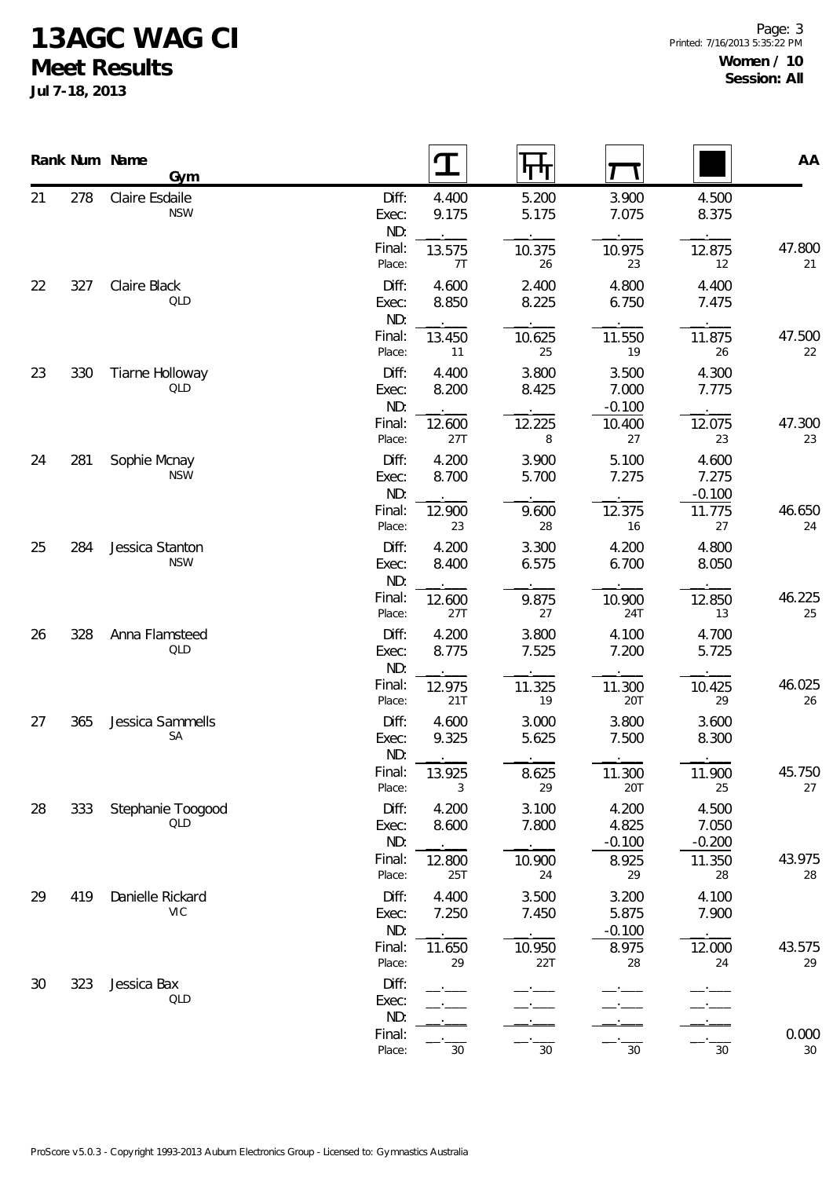# 13AGC WAG CI

## Meet Results

Jul 7-18, 2013

**Women / 10**
**Session: All**

| Rank | Num | Name / Gym | | Vault | Bars | Beam | Floor | AA |
|---|---|---|---|---|---|---|---|---|
| 21 | 278 | Claire Esdaile | Diff: | 4.400 | 5.200 | 3.900 | 4.500 | |
| | | NSW | Exec: | 9.175 | 5.175 | 7.075 | 8.375 | |
| | | | ND: | | | | | |
| | | | Final: | 13.575 | 10.375 | 10.975 | 12.875 | 47.800 |
| | | | Place: | 7T | 26 | 23 | 12 | 21 |
| 22 | 327 | Claire Black | Diff: | 4.600 | 2.400 | 4.800 | 4.400 | |
| | | QLD | Exec: | 8.850 | 8.225 | 6.750 | 7.475 | |
| | | | ND: | | | | | |
| | | | Final: | 13.450 | 10.625 | 11.550 | 11.875 | 47.500 |
| | | | Place: | 11 | 25 | 19 | 26 | 22 |
| 23 | 330 | Tiarne Holloway | Diff: | 4.400 | 3.800 | 3.500 | 4.300 | |
| | | QLD | Exec: | 8.200 | 8.425 | 7.000 | 7.775 | |
| | | | ND: | | | -0.100 | | |
| | | | Final: | 12.600 | 12.225 | 10.400 | 12.075 | 47.300 |
| | | | Place: | 27T | 8 | 27 | 23 | 23 |
| 24 | 281 | Sophie Mcnay | Diff: | 4.200 | 3.900 | 5.100 | 4.600 | |
| | | NSW | Exec: | 8.700 | 5.700 | 7.275 | 7.275 | |
| | | | ND: | | | | -0.100 | |
| | | | Final: | 12.900 | 9.600 | 12.375 | 11.775 | 46.650 |
| | | | Place: | 23 | 28 | 16 | 27 | 24 |
| 25 | 284 | Jessica Stanton | Diff: | 4.200 | 3.300 | 4.200 | 4.800 | |
| | | NSW | Exec: | 8.400 | 6.575 | 6.700 | 8.050 | |
| | | | ND: | | | | | |
| | | | Final: | 12.600 | 9.875 | 10.900 | 12.850 | 46.225 |
| | | | Place: | 27T | 27 | 24T | 13 | 25 |
| 26 | 328 | Anna Flamsteed | Diff: | 4.200 | 3.800 | 4.100 | 4.700 | |
| | | QLD | Exec: | 8.775 | 7.525 | 7.200 | 5.725 | |
| | | | ND: | | | | | |
| | | | Final: | 12.975 | 11.325 | 11.300 | 10.425 | 46.025 |
| | | | Place: | 21T | 19 | 20T | 29 | 26 |
| 27 | 365 | Jessica Sammells | Diff: | 4.600 | 3.000 | 3.800 | 3.600 | |
| | | SA | Exec: | 9.325 | 5.625 | 7.500 | 8.300 | |
| | | | ND: | | | | | |
| | | | Final: | 13.925 | 8.625 | 11.300 | 11.900 | 45.750 |
| | | | Place: | 3 | 29 | 20T | 25 | 27 |
| 28 | 333 | Stephanie Toogood | Diff: | 4.200 | 3.100 | 4.200 | 4.500 | |
| | | QLD | Exec: | 8.600 | 7.800 | 4.825 | 7.050 | |
| | | | ND: | | | -0.100 | -0.200 | |
| | | | Final: | 12.800 | 10.900 | 8.925 | 11.350 | 43.975 |
| | | | Place: | 25T | 24 | 29 | 28 | 28 |
| 29 | 419 | Danielle Rickard | Diff: | 4.400 | 3.500 | 3.200 | 4.100 | |
| | | VIC | Exec: | 7.250 | 7.450 | 5.875 | 7.900 | |
| | | | ND: | | | -0.100 | | |
| | | | Final: | 11.650 | 10.950 | 8.975 | 12.000 | 43.575 |
| | | | Place: | 29 | 22T | 28 | 24 | 29 |
| 30 | 323 | Jessica Bax | Diff: | | | | | |
| | | QLD | Exec: | | | | | |
| | | | ND: | | | | | |
| | | | Final: | | | | | 0.000 |
| | | | Place: | 30 | 30 | 30 | 30 | 30 |

ProScore v5.0.3 - Copyright 1993-2013 Auburn Electronics Group - Licensed to: Gymnastics Australia